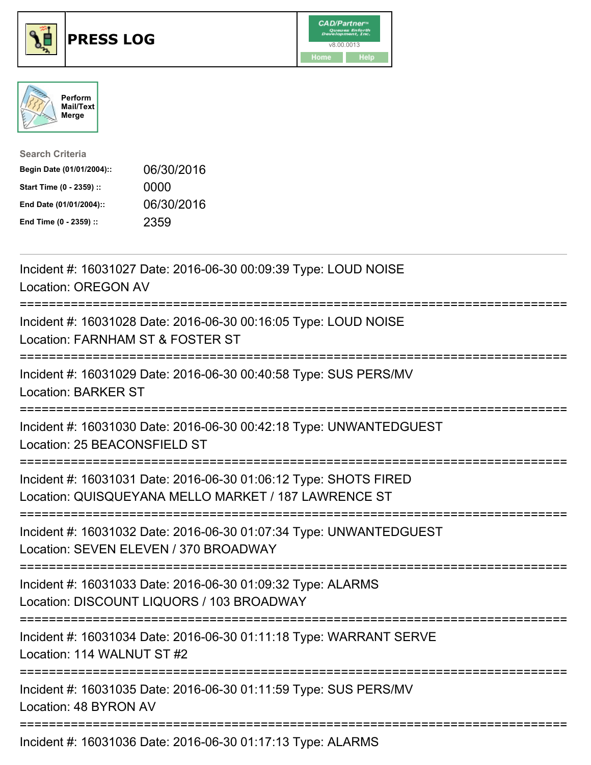# PRESS LOG

Perform Mail/Text Merge

**Search Criteria**

| | |
|---|---|
| **Begin Date (01/01/2004)::** | 06/30/2016 |
| **Start Time (0 - 2359) ::** | 0000 |
| **End Date (01/01/2004)::** | 06/30/2016 |
| **End Time (0 - 2359) ::** | 2359 |

---

Incident #: 16031027 Date: 2016-06-30 00:09:39 Type: LOUD NOISE
Location: OREGON AV

===========================================================================

Incident #: 16031028 Date: 2016-06-30 00:16:05 Type: LOUD NOISE
Location: FARNHAM ST & FOSTER ST

===========================================================================

Incident #: 16031029 Date: 2016-06-30 00:40:58 Type: SUS PERS/MV
Location: BARKER ST

===========================================================================

Incident #: 16031030 Date: 2016-06-30 00:42:18 Type: UNWANTEDGUEST
Location: 25 BEACONSFIELD ST

===========================================================================

Incident #: 16031031 Date: 2016-06-30 01:06:12 Type: SHOTS FIRED
Location: QUISQUEYANA MELLO MARKET / 187 LAWRENCE ST

===========================================================================

Incident #: 16031032 Date: 2016-06-30 01:07:34 Type: UNWANTEDGUEST
Location: SEVEN ELEVEN / 370 BROADWAY

===========================================================================

Incident #: 16031033 Date: 2016-06-30 01:09:32 Type: ALARMS
Location: DISCOUNT LIQUORS / 103 BROADWAY

===========================================================================

Incident #: 16031034 Date: 2016-06-30 01:11:18 Type: WARRANT SERVE
Location: 114 WALNUT ST #2

===========================================================================

Incident #: 16031035 Date: 2016-06-30 01:11:59 Type: SUS PERS/MV
Location: 48 BYRON AV

===========================================================================

Incident #: 16031036 Date: 2016-06-30 01:17:13 Type: ALARMS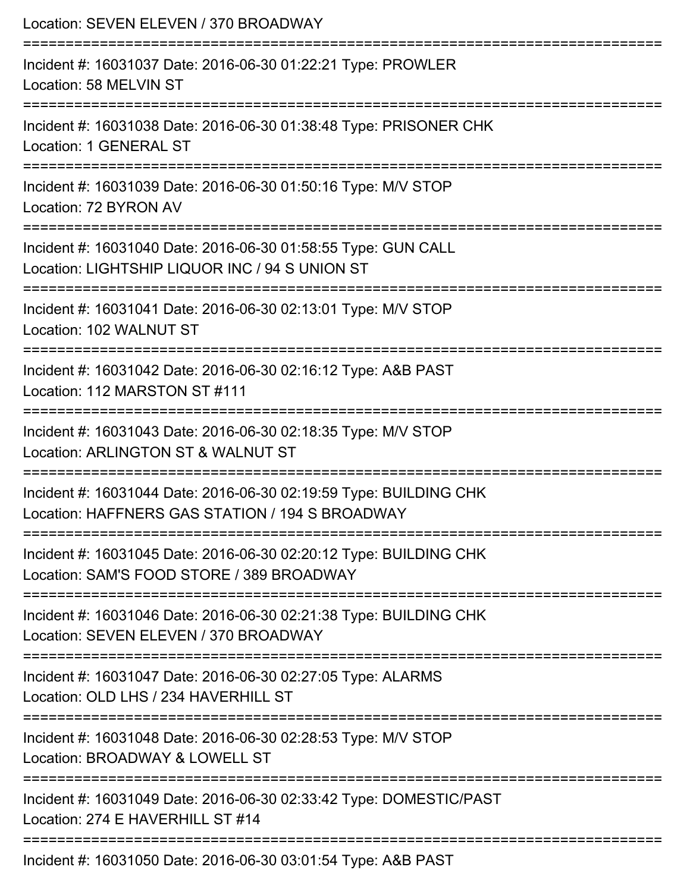Location: SEVEN ELEVEN / 370 BROADWAY

===========================================================================

Incident #: 16031037 Date: 2016-06-30 01:22:21 Type: PROWLER
Location: 58 MELVIN ST

===========================================================================

Incident #: 16031038 Date: 2016-06-30 01:38:48 Type: PRISONER CHK
Location: 1 GENERAL ST

===========================================================================

Incident #: 16031039 Date: 2016-06-30 01:50:16 Type: M/V STOP
Location: 72 BYRON AV

===========================================================================

Incident #: 16031040 Date: 2016-06-30 01:58:55 Type: GUN CALL
Location: LIGHTSHIP LIQUOR INC / 94 S UNION ST

===========================================================================

Incident #: 16031041 Date: 2016-06-30 02:13:01 Type: M/V STOP
Location: 102 WALNUT ST

===========================================================================

Incident #: 16031042 Date: 2016-06-30 02:16:12 Type: A&B PAST
Location: 112 MARSTON ST #111

===========================================================================

Incident #: 16031043 Date: 2016-06-30 02:18:35 Type: M/V STOP
Location: ARLINGTON ST & WALNUT ST

===========================================================================

Incident #: 16031044 Date: 2016-06-30 02:19:59 Type: BUILDING CHK
Location: HAFFNERS GAS STATION / 194 S BROADWAY

===========================================================================

Incident #: 16031045 Date: 2016-06-30 02:20:12 Type: BUILDING CHK
Location: SAM'S FOOD STORE / 389 BROADWAY

===========================================================================

Incident #: 16031046 Date: 2016-06-30 02:21:38 Type: BUILDING CHK
Location: SEVEN ELEVEN / 370 BROADWAY

===========================================================================

Incident #: 16031047 Date: 2016-06-30 02:27:05 Type: ALARMS
Location: OLD LHS / 234 HAVERHILL ST

===========================================================================

Incident #: 16031048 Date: 2016-06-30 02:28:53 Type: M/V STOP
Location: BROADWAY & LOWELL ST

===========================================================================

Incident #: 16031049 Date: 2016-06-30 02:33:42 Type: DOMESTIC/PAST
Location: 274 E HAVERHILL ST #14

===========================================================================

Incident #: 16031050 Date: 2016-06-30 03:01:54 Type: A&B PAST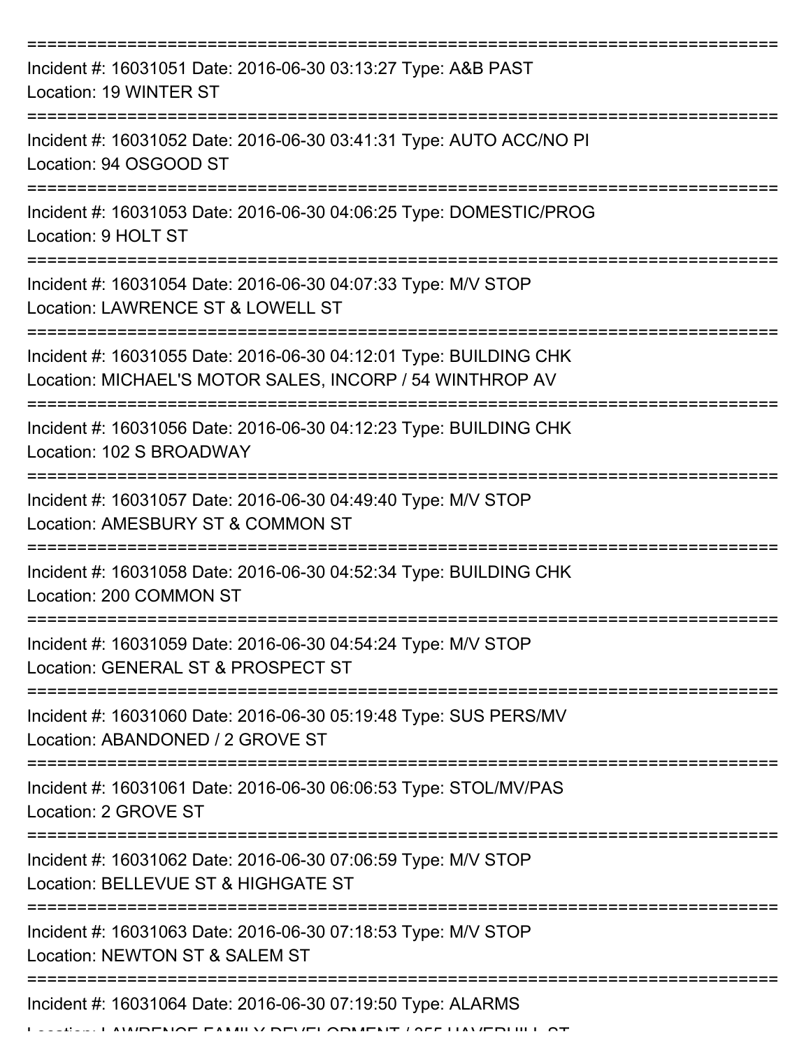Incident #: 16031051 Date: 2016-06-30 03:13:27 Type: A&B PAST
Location: 19 WINTER ST

---

Incident #: 16031052 Date: 2016-06-30 03:41:31 Type: AUTO ACC/NO PI
Location: 94 OSGOOD ST

---

Incident #: 16031053 Date: 2016-06-30 04:06:25 Type: DOMESTIC/PROG
Location: 9 HOLT ST

---

Incident #: 16031054 Date: 2016-06-30 04:07:33 Type: M/V STOP
Location: LAWRENCE ST & LOWELL ST

---

Incident #: 16031055 Date: 2016-06-30 04:12:01 Type: BUILDING CHK
Location: MICHAEL'S MOTOR SALES, INCORP / 54 WINTHROP AV

---

Incident #: 16031056 Date: 2016-06-30 04:12:23 Type: BUILDING CHK
Location: 102 S BROADWAY

---

Incident #: 16031057 Date: 2016-06-30 04:49:40 Type: M/V STOP
Location: AMESBURY ST & COMMON ST

---

Incident #: 16031058 Date: 2016-06-30 04:52:34 Type: BUILDING CHK
Location: 200 COMMON ST

---

Incident #: 16031059 Date: 2016-06-30 04:54:24 Type: M/V STOP
Location: GENERAL ST & PROSPECT ST

---

Incident #: 16031060 Date: 2016-06-30 05:19:48 Type: SUS PERS/MV
Location: ABANDONED / 2 GROVE ST

---

Incident #: 16031061 Date: 2016-06-30 06:06:53 Type: STOL/MV/PAS
Location: 2 GROVE ST

---

Incident #: 16031062 Date: 2016-06-30 07:06:59 Type: M/V STOP
Location: BELLEVUE ST & HIGHGATE ST

---

Incident #: 16031063 Date: 2016-06-30 07:18:53 Type: M/V STOP
Location: NEWTON ST & SALEM ST

---

Incident #: 16031064 Date: 2016-06-30 07:19:50 Type: ALARMS
Location: LAWRENCE FAMILY DEVELOPMENT / 355 HAVERHILL ST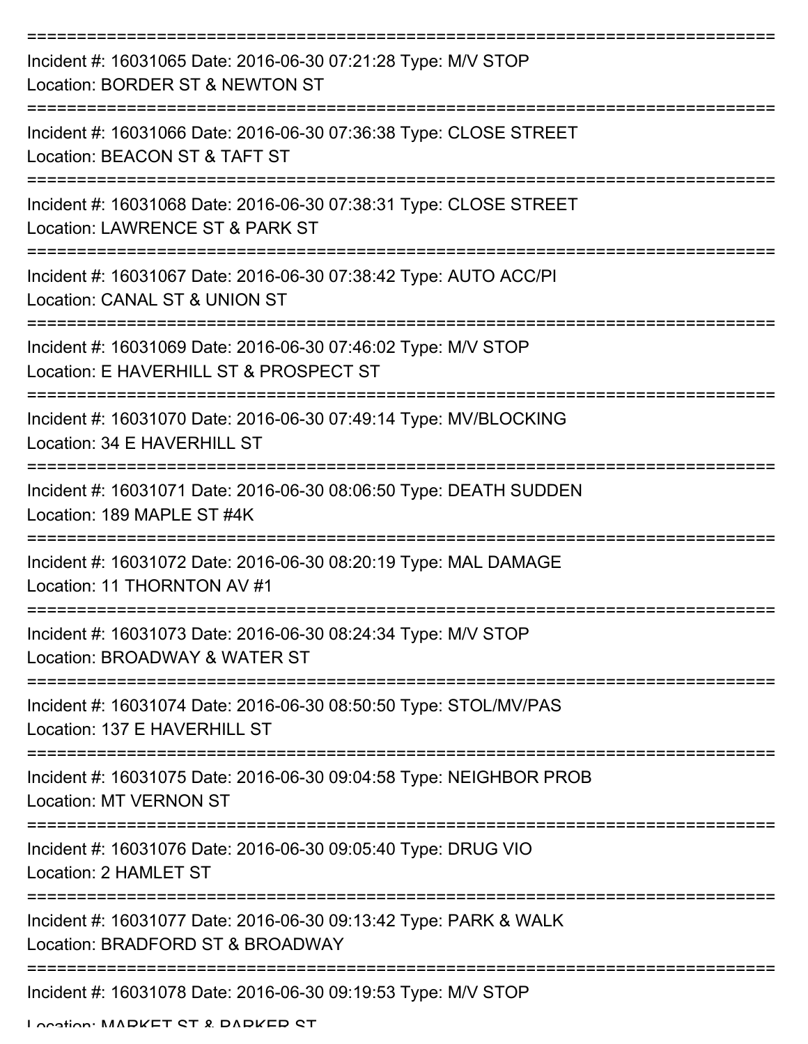Incident #: 16031065 Date: 2016-06-30 07:21:28 Type: M/V STOP
Location: BORDER ST & NEWTON ST

Incident #: 16031066 Date: 2016-06-30 07:36:38 Type: CLOSE STREET
Location: BEACON ST & TAFT ST

Incident #: 16031068 Date: 2016-06-30 07:38:31 Type: CLOSE STREET
Location: LAWRENCE ST & PARK ST

Incident #: 16031067 Date: 2016-06-30 07:38:42 Type: AUTO ACC/PI
Location: CANAL ST & UNION ST

Incident #: 16031069 Date: 2016-06-30 07:46:02 Type: M/V STOP
Location: E HAVERHILL ST & PROSPECT ST

Incident #: 16031070 Date: 2016-06-30 07:49:14 Type: MV/BLOCKING
Location: 34 E HAVERHILL ST

Incident #: 16031071 Date: 2016-06-30 08:06:50 Type: DEATH SUDDEN
Location: 189 MAPLE ST #4K

Incident #: 16031072 Date: 2016-06-30 08:20:19 Type: MAL DAMAGE
Location: 11 THORNTON AV #1

Incident #: 16031073 Date: 2016-06-30 08:24:34 Type: M/V STOP
Location: BROADWAY & WATER ST

Incident #: 16031074 Date: 2016-06-30 08:50:50 Type: STOL/MV/PAS
Location: 137 E HAVERHILL ST

Incident #: 16031075 Date: 2016-06-30 09:04:58 Type: NEIGHBOR PROB
Location: MT VERNON ST

Incident #: 16031076 Date: 2016-06-30 09:05:40 Type: DRUG VIO
Location: 2 HAMLET ST

Incident #: 16031077 Date: 2016-06-30 09:13:42 Type: PARK & WALK
Location: BRADFORD ST & BROADWAY

Incident #: 16031078 Date: 2016-06-30 09:19:53 Type: M/V STOP
Location: MARKET ST & PARKER ST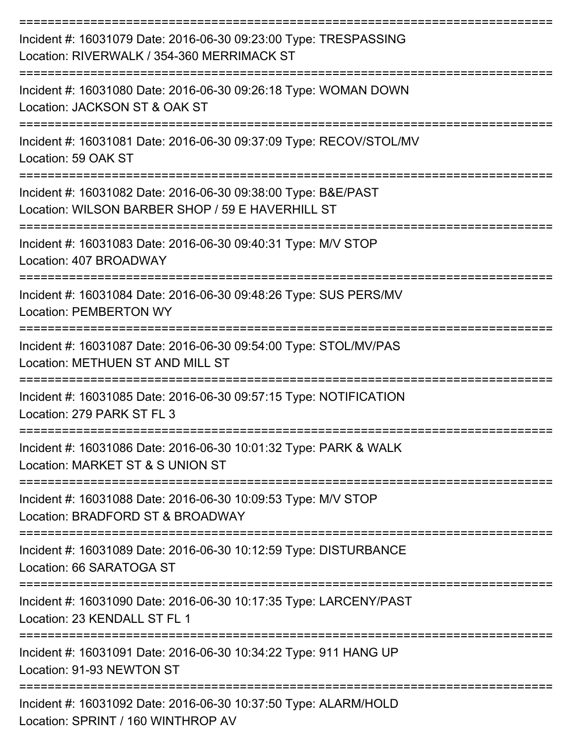Incident #: 16031079 Date: 2016-06-30 09:23:00 Type: TRESPASSING
Location: RIVERWALK / 354-360 MERRIMACK ST

---

Incident #: 16031080 Date: 2016-06-30 09:26:18 Type: WOMAN DOWN
Location: JACKSON ST & OAK ST

---

Incident #: 16031081 Date: 2016-06-30 09:37:09 Type: RECOV/STOL/MV
Location: 59 OAK ST

---

Incident #: 16031082 Date: 2016-06-30 09:38:00 Type: B&E/PAST
Location: WILSON BARBER SHOP / 59 E HAVERHILL ST

---

Incident #: 16031083 Date: 2016-06-30 09:40:31 Type: M/V STOP
Location: 407 BROADWAY

---

Incident #: 16031084 Date: 2016-06-30 09:48:26 Type: SUS PERS/MV
Location: PEMBERTON WY

---

Incident #: 16031087 Date: 2016-06-30 09:54:00 Type: STOL/MV/PAS
Location: METHUEN ST AND MILL ST

---

Incident #: 16031085 Date: 2016-06-30 09:57:15 Type: NOTIFICATION
Location: 279 PARK ST FL 3

---

Incident #: 16031086 Date: 2016-06-30 10:01:32 Type: PARK & WALK
Location: MARKET ST & S UNION ST

---

Incident #: 16031088 Date: 2016-06-30 10:09:53 Type: M/V STOP
Location: BRADFORD ST & BROADWAY

---

Incident #: 16031089 Date: 2016-06-30 10:12:59 Type: DISTURBANCE
Location: 66 SARATOGA ST

---

Incident #: 16031090 Date: 2016-06-30 10:17:35 Type: LARCENY/PAST
Location: 23 KENDALL ST FL 1

---

Incident #: 16031091 Date: 2016-06-30 10:34:22 Type: 911 HANG UP
Location: 91-93 NEWTON ST

---

Incident #: 16031092 Date: 2016-06-30 10:37:50 Type: ALARM/HOLD
Location: SPRINT / 160 WINTHROP AV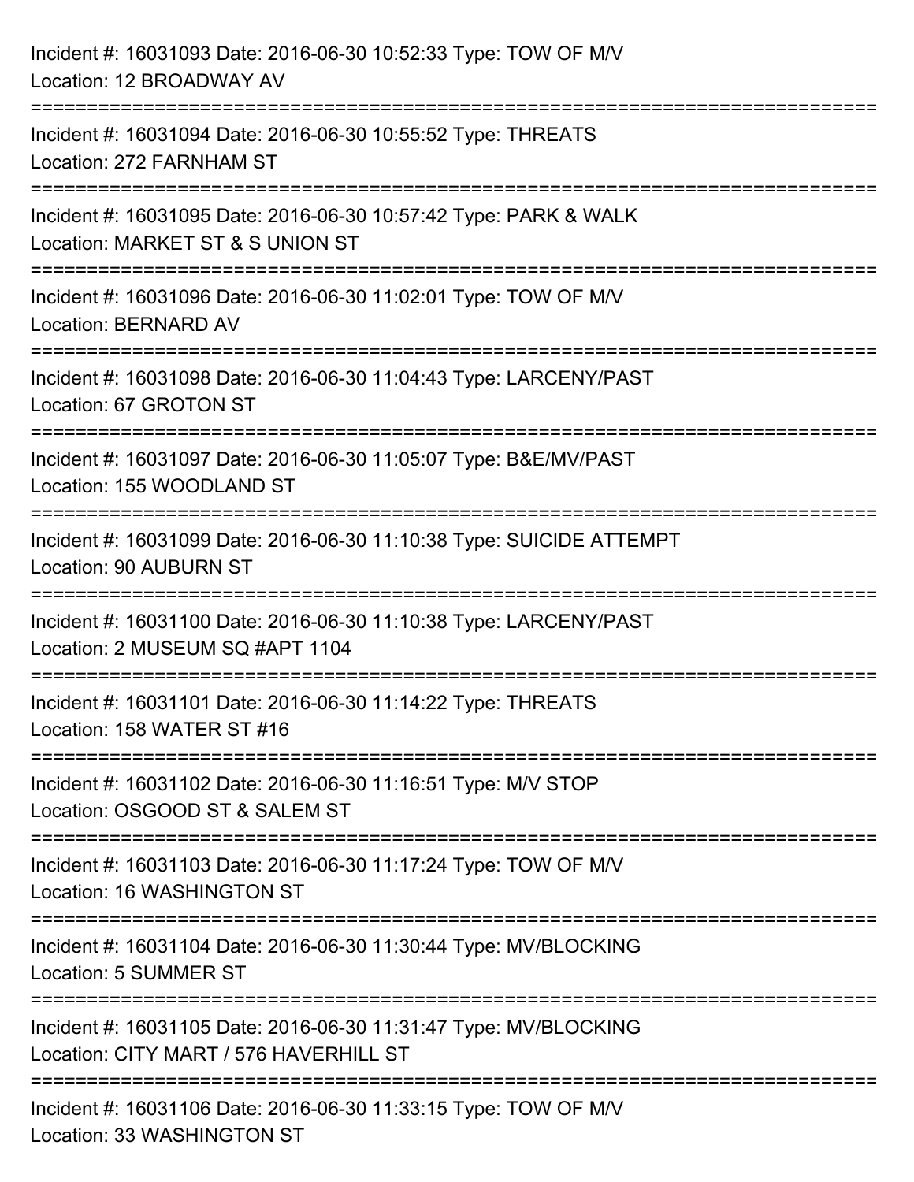Incident #: 16031093 Date: 2016-06-30 10:52:33 Type: TOW OF M/V
Location: 12 BROADWAY AV

===========================================================================

Incident #: 16031094 Date: 2016-06-30 10:55:52 Type: THREATS
Location: 272 FARNHAM ST

===========================================================================

Incident #: 16031095 Date: 2016-06-30 10:57:42 Type: PARK & WALK
Location: MARKET ST & S UNION ST

===========================================================================

Incident #: 16031096 Date: 2016-06-30 11:02:01 Type: TOW OF M/V
Location: BERNARD AV

===========================================================================

Incident #: 16031098 Date: 2016-06-30 11:04:43 Type: LARCENY/PAST
Location: 67 GROTON ST

===========================================================================

Incident #: 16031097 Date: 2016-06-30 11:05:07 Type: B&E/MV/PAST
Location: 155 WOODLAND ST

===========================================================================

Incident #: 16031099 Date: 2016-06-30 11:10:38 Type: SUICIDE ATTEMPT
Location: 90 AUBURN ST

===========================================================================

Incident #: 16031100 Date: 2016-06-30 11:10:38 Type: LARCENY/PAST
Location: 2 MUSEUM SQ #APT 1104

===========================================================================

Incident #: 16031101 Date: 2016-06-30 11:14:22 Type: THREATS
Location: 158 WATER ST #16

===========================================================================

Incident #: 16031102 Date: 2016-06-30 11:16:51 Type: M/V STOP
Location: OSGOOD ST & SALEM ST

===========================================================================

Incident #: 16031103 Date: 2016-06-30 11:17:24 Type: TOW OF M/V
Location: 16 WASHINGTON ST

===========================================================================

Incident #: 16031104 Date: 2016-06-30 11:30:44 Type: MV/BLOCKING
Location: 5 SUMMER ST

===========================================================================

Incident #: 16031105 Date: 2016-06-30 11:31:47 Type: MV/BLOCKING
Location: CITY MART / 576 HAVERHILL ST

===========================================================================

Incident #: 16031106 Date: 2016-06-30 11:33:15 Type: TOW OF M/V
Location: 33 WASHINGTON ST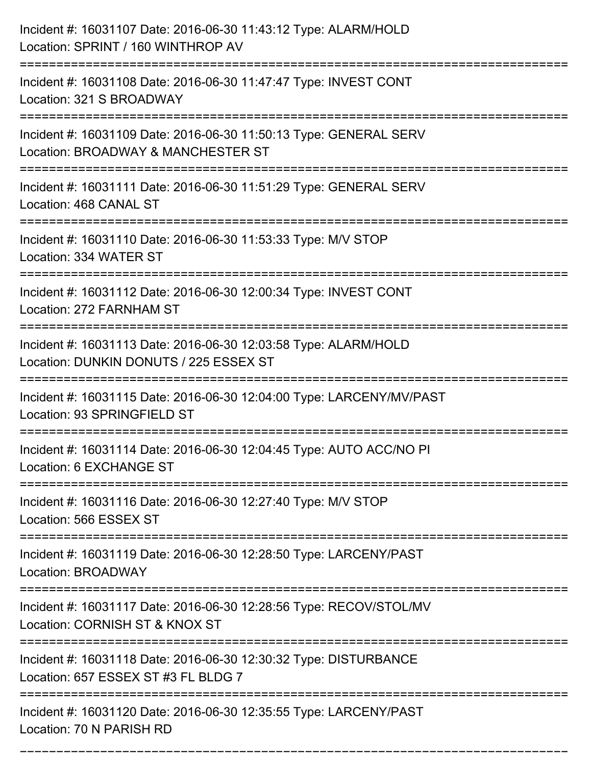Incident #: 16031107 Date: 2016-06-30 11:43:12 Type: ALARM/HOLD
Location: SPRINT / 160 WINTHROP AV

===========================================================================

Incident #: 16031108 Date: 2016-06-30 11:47:47 Type: INVEST CONT
Location: 321 S BROADWAY

===========================================================================

Incident #: 16031109 Date: 2016-06-30 11:50:13 Type: GENERAL SERV
Location: BROADWAY & MANCHESTER ST

===========================================================================

Incident #: 16031111 Date: 2016-06-30 11:51:29 Type: GENERAL SERV
Location: 468 CANAL ST

===========================================================================

Incident #: 16031110 Date: 2016-06-30 11:53:33 Type: M/V STOP
Location: 334 WATER ST

===========================================================================

Incident #: 16031112 Date: 2016-06-30 12:00:34 Type: INVEST CONT
Location: 272 FARNHAM ST

===========================================================================

Incident #: 16031113 Date: 2016-06-30 12:03:58 Type: ALARM/HOLD
Location: DUNKIN DONUTS / 225 ESSEX ST

===========================================================================

Incident #: 16031115 Date: 2016-06-30 12:04:00 Type: LARCENY/MV/PAST
Location: 93 SPRINGFIELD ST

===========================================================================

Incident #: 16031114 Date: 2016-06-30 12:04:45 Type: AUTO ACC/NO PI
Location: 6 EXCHANGE ST

===========================================================================

Incident #: 16031116 Date: 2016-06-30 12:27:40 Type: M/V STOP
Location: 566 ESSEX ST

===========================================================================

Incident #: 16031119 Date: 2016-06-30 12:28:50 Type: LARCENY/PAST
Location: BROADWAY

===========================================================================

Incident #: 16031117 Date: 2016-06-30 12:28:56 Type: RECOV/STOL/MV
Location: CORNISH ST & KNOX ST

===========================================================================

Incident #: 16031118 Date: 2016-06-30 12:30:32 Type: DISTURBANCE
Location: 657 ESSEX ST #3 FL BLDG 7

===========================================================================

Incident #: 16031120 Date: 2016-06-30 12:35:55 Type: LARCENY/PAST
Location: 70 N PARISH RD

===========================================================================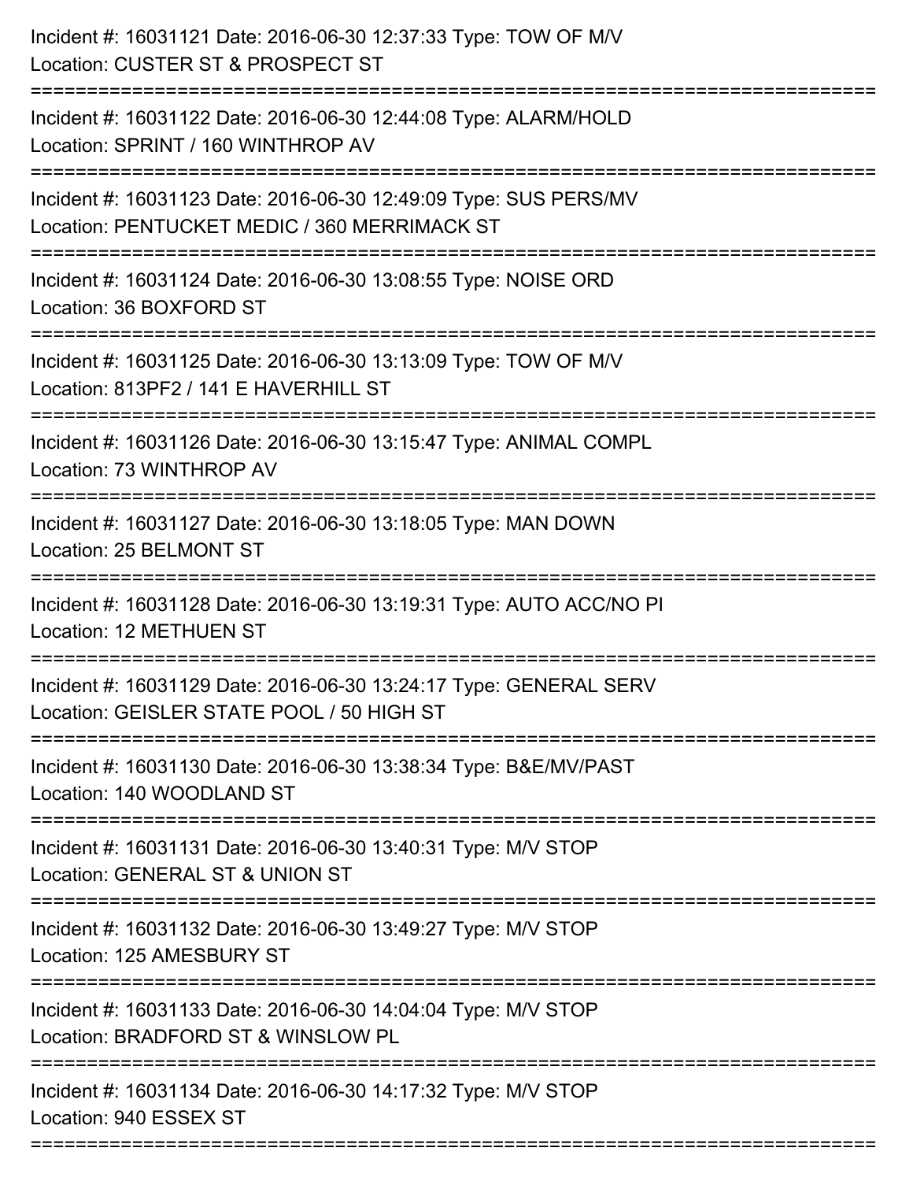Incident #: 16031121 Date: 2016-06-30 12:37:33 Type: TOW OF M/V
Location: CUSTER ST & PROSPECT ST

===========================================================================

Incident #: 16031122 Date: 2016-06-30 12:44:08 Type: ALARM/HOLD
Location: SPRINT / 160 WINTHROP AV

===========================================================================

Incident #: 16031123 Date: 2016-06-30 12:49:09 Type: SUS PERS/MV
Location: PENTUCKET MEDIC / 360 MERRIMACK ST

===========================================================================

Incident #: 16031124 Date: 2016-06-30 13:08:55 Type: NOISE ORD
Location: 36 BOXFORD ST

===========================================================================

Incident #: 16031125 Date: 2016-06-30 13:13:09 Type: TOW OF M/V
Location: 813PF2 / 141 E HAVERHILL ST

===========================================================================

Incident #: 16031126 Date: 2016-06-30 13:15:47 Type: ANIMAL COMPL
Location: 73 WINTHROP AV

===========================================================================

Incident #: 16031127 Date: 2016-06-30 13:18:05 Type: MAN DOWN
Location: 25 BELMONT ST

===========================================================================

Incident #: 16031128 Date: 2016-06-30 13:19:31 Type: AUTO ACC/NO PI
Location: 12 METHUEN ST

===========================================================================

Incident #: 16031129 Date: 2016-06-30 13:24:17 Type: GENERAL SERV
Location: GEISLER STATE POOL / 50 HIGH ST

===========================================================================

Incident #: 16031130 Date: 2016-06-30 13:38:34 Type: B&E/MV/PAST
Location: 140 WOODLAND ST

===========================================================================

Incident #: 16031131 Date: 2016-06-30 13:40:31 Type: M/V STOP
Location: GENERAL ST & UNION ST

===========================================================================

Incident #: 16031132 Date: 2016-06-30 13:49:27 Type: M/V STOP
Location: 125 AMESBURY ST

===========================================================================

Incident #: 16031133 Date: 2016-06-30 14:04:04 Type: M/V STOP
Location: BRADFORD ST & WINSLOW PL

===========================================================================

Incident #: 16031134 Date: 2016-06-30 14:17:32 Type: M/V STOP
Location: 940 ESSEX ST

===========================================================================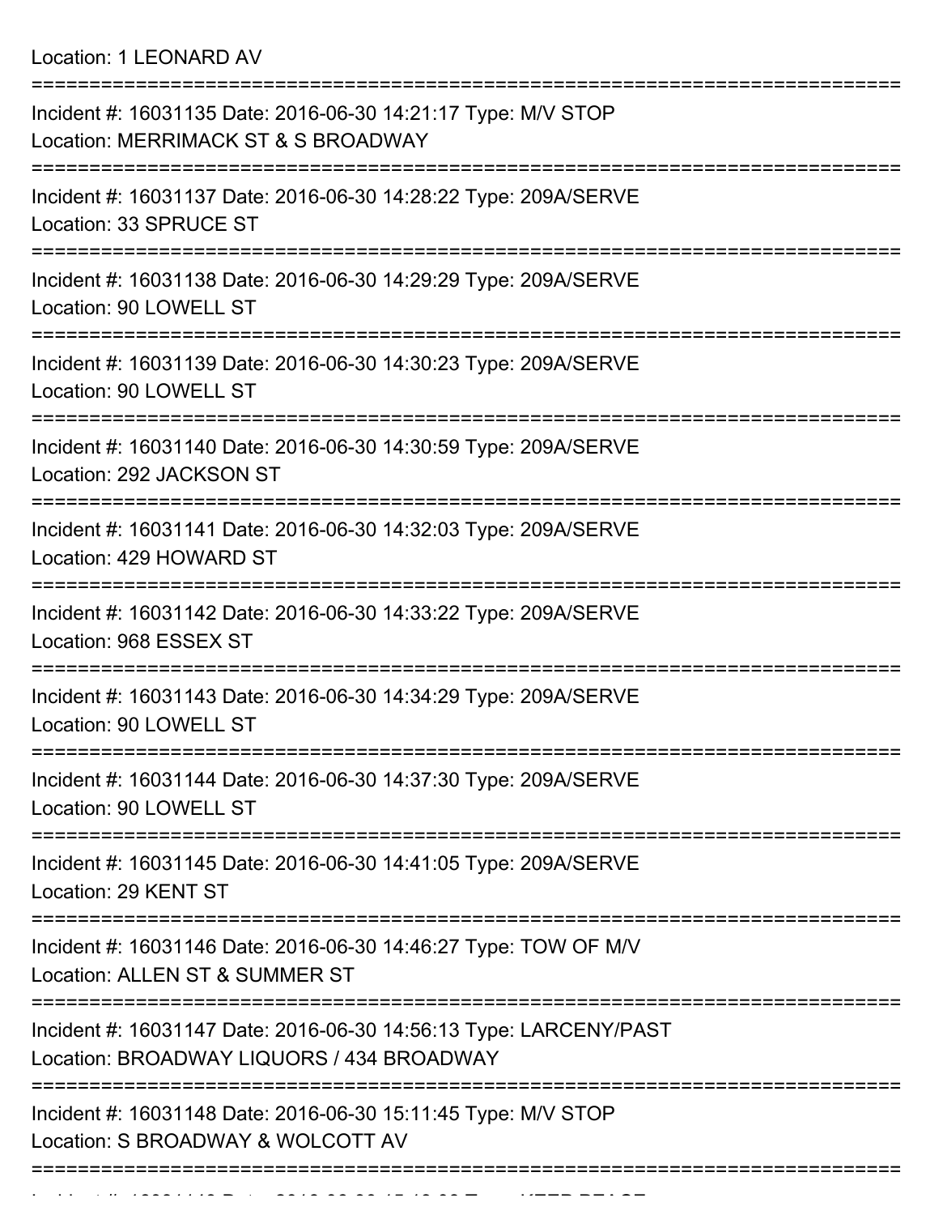Location: 1 LEONARD AV

===========================================================================

Incident #: 16031135 Date: 2016-06-30 14:21:17 Type: M/V STOP
Location: MERRIMACK ST & S BROADWAY

===========================================================================

Incident #: 16031137 Date: 2016-06-30 14:28:22 Type: 209A/SERVE
Location: 33 SPRUCE ST

===========================================================================

Incident #: 16031138 Date: 2016-06-30 14:29:29 Type: 209A/SERVE
Location: 90 LOWELL ST

===========================================================================

Incident #: 16031139 Date: 2016-06-30 14:30:23 Type: 209A/SERVE
Location: 90 LOWELL ST

===========================================================================

Incident #: 16031140 Date: 2016-06-30 14:30:59 Type: 209A/SERVE
Location: 292 JACKSON ST

===========================================================================

Incident #: 16031141 Date: 2016-06-30 14:32:03 Type: 209A/SERVE
Location: 429 HOWARD ST

===========================================================================

Incident #: 16031142 Date: 2016-06-30 14:33:22 Type: 209A/SERVE
Location: 968 ESSEX ST

===========================================================================

Incident #: 16031143 Date: 2016-06-30 14:34:29 Type: 209A/SERVE
Location: 90 LOWELL ST

===========================================================================

Incident #: 16031144 Date: 2016-06-30 14:37:30 Type: 209A/SERVE
Location: 90 LOWELL ST

===========================================================================

Incident #: 16031145 Date: 2016-06-30 14:41:05 Type: 209A/SERVE
Location: 29 KENT ST

===========================================================================

Incident #: 16031146 Date: 2016-06-30 14:46:27 Type: TOW OF M/V
Location: ALLEN ST & SUMMER ST

===========================================================================

Incident #: 16031147 Date: 2016-06-30 14:56:13 Type: LARCENY/PAST
Location: BROADWAY LIQUORS / 434 BROADWAY

===========================================================================

Incident #: 16031148 Date: 2016-06-30 15:11:45 Type: M/V STOP
Location: S BROADWAY & WOLCOTT AV

===========================================================================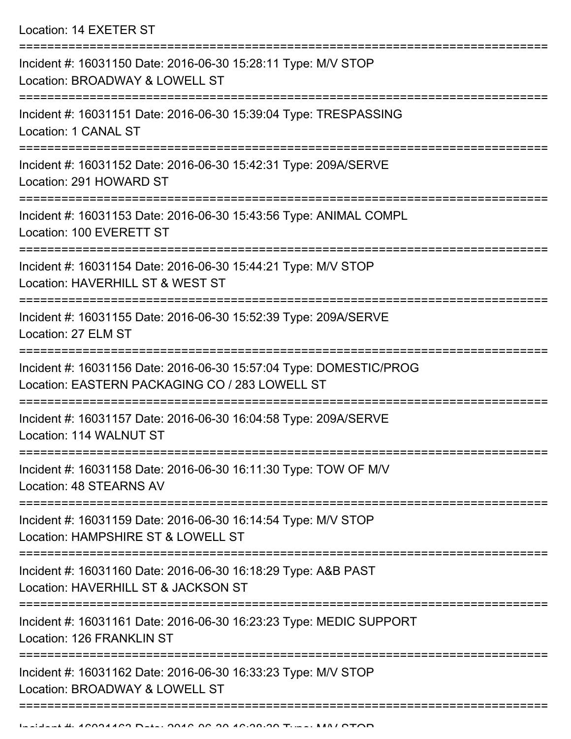Location: 14 EXETER ST

===========================================================================

Incident #: 16031150 Date: 2016-06-30 15:28:11 Type: M/V STOP
Location: BROADWAY & LOWELL ST

===========================================================================

Incident #: 16031151 Date: 2016-06-30 15:39:04 Type: TRESPASSING
Location: 1 CANAL ST

===========================================================================

Incident #: 16031152 Date: 2016-06-30 15:42:31 Type: 209A/SERVE
Location: 291 HOWARD ST

===========================================================================

Incident #: 16031153 Date: 2016-06-30 15:43:56 Type: ANIMAL COMPL
Location: 100 EVERETT ST

===========================================================================

Incident #: 16031154 Date: 2016-06-30 15:44:21 Type: M/V STOP
Location: HAVERHILL ST & WEST ST

===========================================================================

Incident #: 16031155 Date: 2016-06-30 15:52:39 Type: 209A/SERVE
Location: 27 ELM ST

===========================================================================

Incident #: 16031156 Date: 2016-06-30 15:57:04 Type: DOMESTIC/PROG
Location: EASTERN PACKAGING CO / 283 LOWELL ST

===========================================================================

Incident #: 16031157 Date: 2016-06-30 16:04:58 Type: 209A/SERVE
Location: 114 WALNUT ST

===========================================================================

Incident #: 16031158 Date: 2016-06-30 16:11:30 Type: TOW OF M/V
Location: 48 STEARNS AV

===========================================================================

Incident #: 16031159 Date: 2016-06-30 16:14:54 Type: M/V STOP
Location: HAMPSHIRE ST & LOWELL ST

===========================================================================

Incident #: 16031160 Date: 2016-06-30 16:18:29 Type: A&B PAST
Location: HAVERHILL ST & JACKSON ST

===========================================================================

Incident #: 16031161 Date: 2016-06-30 16:23:23 Type: MEDIC SUPPORT
Location: 126 FRANKLIN ST

===========================================================================

Incident #: 16031162 Date: 2016-06-30 16:33:23 Type: M/V STOP
Location: BROADWAY & LOWELL ST

===========================================================================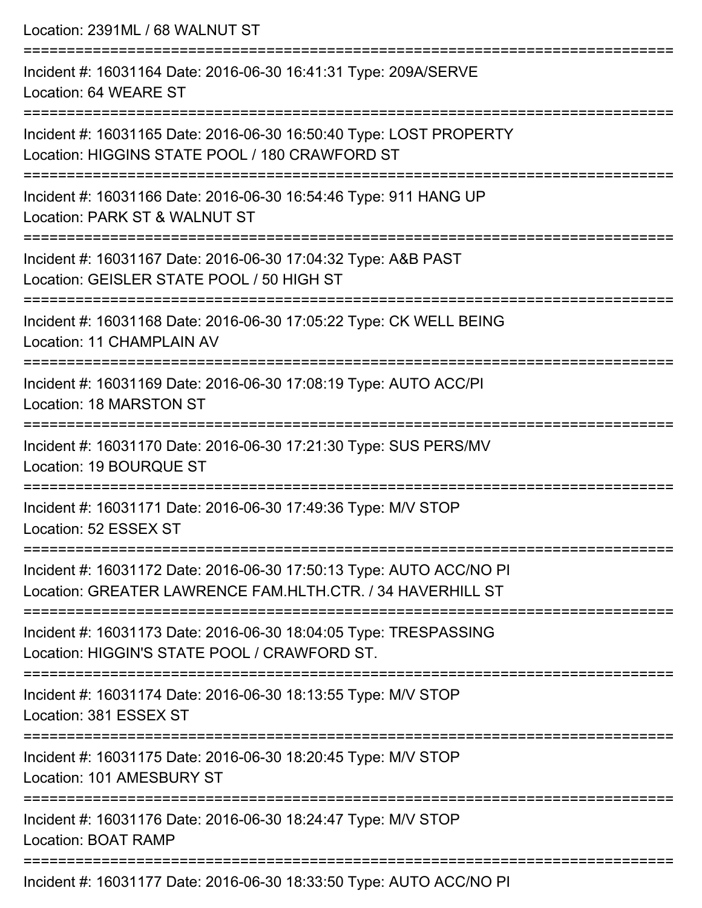Location: 2391ML / 68 WALNUT ST

===========================================================================

Incident #: 16031164 Date: 2016-06-30 16:41:31 Type: 209A/SERVE
Location: 64 WEARE ST

===========================================================================

Incident #: 16031165 Date: 2016-06-30 16:50:40 Type: LOST PROPERTY
Location: HIGGINS STATE POOL / 180 CRAWFORD ST

===========================================================================

Incident #: 16031166 Date: 2016-06-30 16:54:46 Type: 911 HANG UP
Location: PARK ST & WALNUT ST

===========================================================================

Incident #: 16031167 Date: 2016-06-30 17:04:32 Type: A&B PAST
Location: GEISLER STATE POOL / 50 HIGH ST

===========================================================================

Incident #: 16031168 Date: 2016-06-30 17:05:22 Type: CK WELL BEING
Location: 11 CHAMPLAIN AV

===========================================================================

Incident #: 16031169 Date: 2016-06-30 17:08:19 Type: AUTO ACC/PI
Location: 18 MARSTON ST

===========================================================================

Incident #: 16031170 Date: 2016-06-30 17:21:30 Type: SUS PERS/MV
Location: 19 BOURQUE ST

===========================================================================

Incident #: 16031171 Date: 2016-06-30 17:49:36 Type: M/V STOP
Location: 52 ESSEX ST

===========================================================================

Incident #: 16031172 Date: 2016-06-30 17:50:13 Type: AUTO ACC/NO PI
Location: GREATER LAWRENCE FAM.HLTH.CTR. / 34 HAVERHILL ST

===========================================================================

Incident #: 16031173 Date: 2016-06-30 18:04:05 Type: TRESPASSING
Location: HIGGIN'S STATE POOL / CRAWFORD ST.

===========================================================================

Incident #: 16031174 Date: 2016-06-30 18:13:55 Type: M/V STOP
Location: 381 ESSEX ST

===========================================================================

Incident #: 16031175 Date: 2016-06-30 18:20:45 Type: M/V STOP
Location: 101 AMESBURY ST

===========================================================================

Incident #: 16031176 Date: 2016-06-30 18:24:47 Type: M/V STOP
Location: BOAT RAMP

===========================================================================

Incident #: 16031177 Date: 2016-06-30 18:33:50 Type: AUTO ACC/NO PI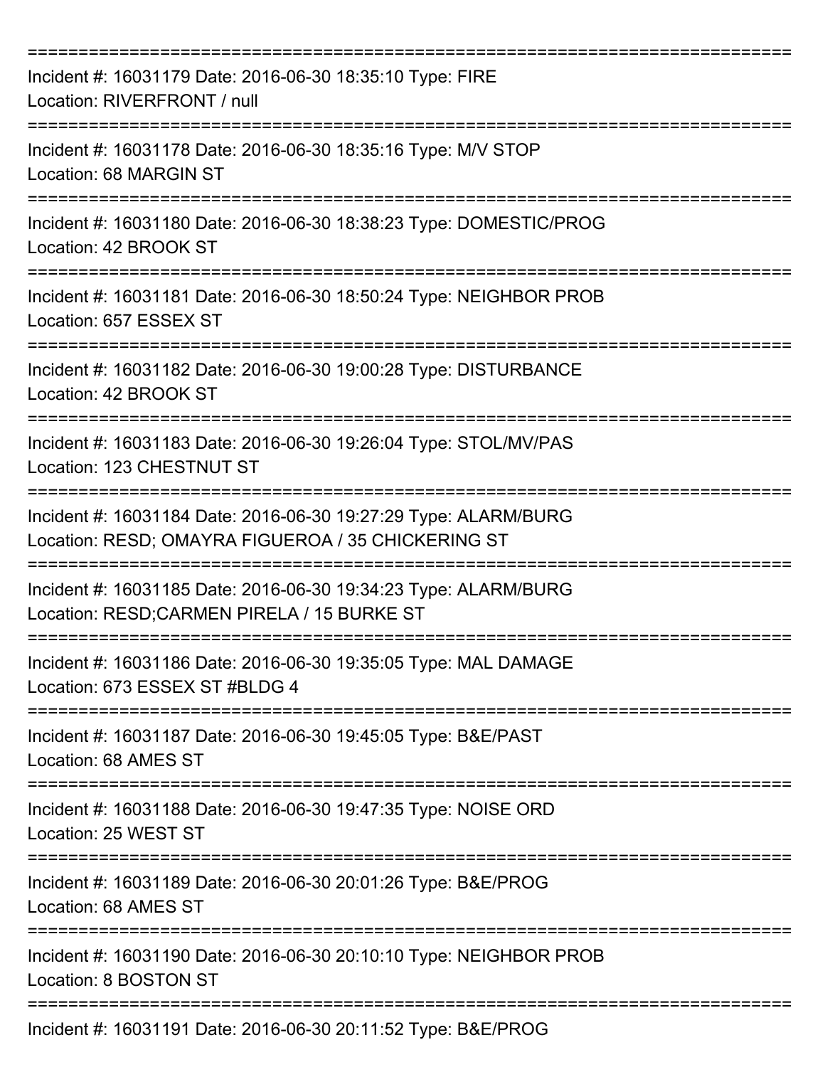===========================================================================

Incident #: 16031179 Date: 2016-06-30 18:35:10 Type: FIRE
Location: RIVERFRONT / null

===========================================================================

Incident #: 16031178 Date: 2016-06-30 18:35:16 Type: M/V STOP
Location: 68 MARGIN ST

===========================================================================

Incident #: 16031180 Date: 2016-06-30 18:38:23 Type: DOMESTIC/PROG
Location: 42 BROOK ST

===========================================================================

Incident #: 16031181 Date: 2016-06-30 18:50:24 Type: NEIGHBOR PROB
Location: 657 ESSEX ST

===========================================================================

Incident #: 16031182 Date: 2016-06-30 19:00:28 Type: DISTURBANCE
Location: 42 BROOK ST

===========================================================================

Incident #: 16031183 Date: 2016-06-30 19:26:04 Type: STOL/MV/PAS
Location: 123 CHESTNUT ST

===========================================================================

Incident #: 16031184 Date: 2016-06-30 19:27:29 Type: ALARM/BURG
Location: RESD; OMAYRA FIGUEROA / 35 CHICKERING ST

===========================================================================

Incident #: 16031185 Date: 2016-06-30 19:34:23 Type: ALARM/BURG
Location: RESD;CARMEN PIRELA / 15 BURKE ST

===========================================================================

Incident #: 16031186 Date: 2016-06-30 19:35:05 Type: MAL DAMAGE
Location: 673 ESSEX ST #BLDG 4

===========================================================================

Incident #: 16031187 Date: 2016-06-30 19:45:05 Type: B&E/PAST
Location: 68 AMES ST

===========================================================================

Incident #: 16031188 Date: 2016-06-30 19:47:35 Type: NOISE ORD
Location: 25 WEST ST

===========================================================================

Incident #: 16031189 Date: 2016-06-30 20:01:26 Type: B&E/PROG
Location: 68 AMES ST

===========================================================================

Incident #: 16031190 Date: 2016-06-30 20:10:10 Type: NEIGHBOR PROB
Location: 8 BOSTON ST

===========================================================================

Incident #: 16031191 Date: 2016-06-30 20:11:52 Type: B&E/PROG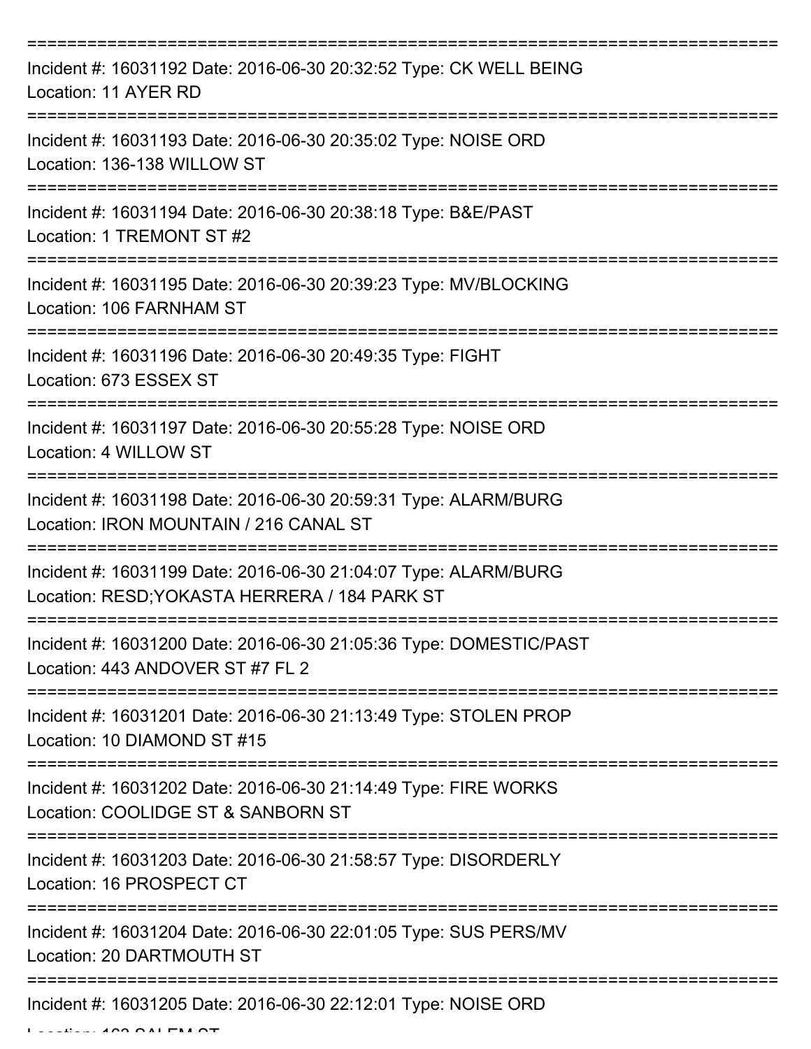===========================================================================

Incident #: 16031192 Date: 2016-06-30 20:32:52 Type: CK WELL BEING
Location: 11 AYER RD

===========================================================================

Incident #: 16031193 Date: 2016-06-30 20:35:02 Type: NOISE ORD
Location: 136-138 WILLOW ST

===========================================================================

Incident #: 16031194 Date: 2016-06-30 20:38:18 Type: B&E/PAST
Location: 1 TREMONT ST #2

===========================================================================

Incident #: 16031195 Date: 2016-06-30 20:39:23 Type: MV/BLOCKING
Location: 106 FARNHAM ST

===========================================================================

Incident #: 16031196 Date: 2016-06-30 20:49:35 Type: FIGHT
Location: 673 ESSEX ST

===========================================================================

Incident #: 16031197 Date: 2016-06-30 20:55:28 Type: NOISE ORD
Location: 4 WILLOW ST

===========================================================================

Incident #: 16031198 Date: 2016-06-30 20:59:31 Type: ALARM/BURG
Location: IRON MOUNTAIN / 216 CANAL ST

===========================================================================

Incident #: 16031199 Date: 2016-06-30 21:04:07 Type: ALARM/BURG
Location: RESD;YOKASTA HERRERA / 184 PARK ST

===========================================================================

Incident #: 16031200 Date: 2016-06-30 21:05:36 Type: DOMESTIC/PAST
Location: 443 ANDOVER ST #7 FL 2

===========================================================================

Incident #: 16031201 Date: 2016-06-30 21:13:49 Type: STOLEN PROP
Location: 10 DIAMOND ST #15

===========================================================================

Incident #: 16031202 Date: 2016-06-30 21:14:49 Type: FIRE WORKS
Location: COOLIDGE ST & SANBORN ST

===========================================================================

Incident #: 16031203 Date: 2016-06-30 21:58:57 Type: DISORDERLY
Location: 16 PROSPECT CT

===========================================================================

Incident #: 16031204 Date: 2016-06-30 22:01:05 Type: SUS PERS/MV
Location: 20 DARTMOUTH ST

===========================================================================

Incident #: 16031205 Date: 2016-06-30 22:12:01 Type: NOISE ORD
Location: 162 SALEM ST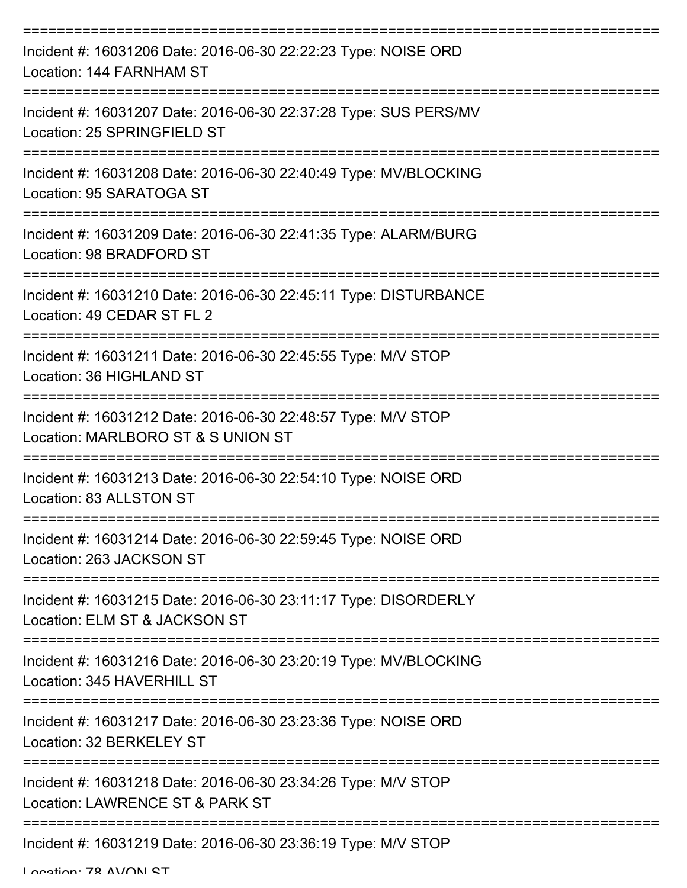===========================================================================

Incident #: 16031206 Date: 2016-06-30 22:22:23 Type: NOISE ORD
Location: 144 FARNHAM ST

===========================================================================

Incident #: 16031207 Date: 2016-06-30 22:37:28 Type: SUS PERS/MV
Location: 25 SPRINGFIELD ST

===========================================================================

Incident #: 16031208 Date: 2016-06-30 22:40:49 Type: MV/BLOCKING
Location: 95 SARATOGA ST

===========================================================================

Incident #: 16031209 Date: 2016-06-30 22:41:35 Type: ALARM/BURG
Location: 98 BRADFORD ST

===========================================================================

Incident #: 16031210 Date: 2016-06-30 22:45:11 Type: DISTURBANCE
Location: 49 CEDAR ST FL 2

===========================================================================

Incident #: 16031211 Date: 2016-06-30 22:45:55 Type: M/V STOP
Location: 36 HIGHLAND ST

===========================================================================

Incident #: 16031212 Date: 2016-06-30 22:48:57 Type: M/V STOP
Location: MARLBORO ST & S UNION ST

===========================================================================

Incident #: 16031213 Date: 2016-06-30 22:54:10 Type: NOISE ORD
Location: 83 ALLSTON ST

===========================================================================

Incident #: 16031214 Date: 2016-06-30 22:59:45 Type: NOISE ORD
Location: 263 JACKSON ST

===========================================================================

Incident #: 16031215 Date: 2016-06-30 23:11:17 Type: DISORDERLY
Location: ELM ST & JACKSON ST

===========================================================================

Incident #: 16031216 Date: 2016-06-30 23:20:19 Type: MV/BLOCKING
Location: 345 HAVERHILL ST

===========================================================================

Incident #: 16031217 Date: 2016-06-30 23:23:36 Type: NOISE ORD
Location: 32 BERKELEY ST

===========================================================================

Incident #: 16031218 Date: 2016-06-30 23:34:26 Type: M/V STOP
Location: LAWRENCE ST & PARK ST

===========================================================================

Incident #: 16031219 Date: 2016-06-30 23:36:19 Type: M/V STOP
Location: 78 AVON ST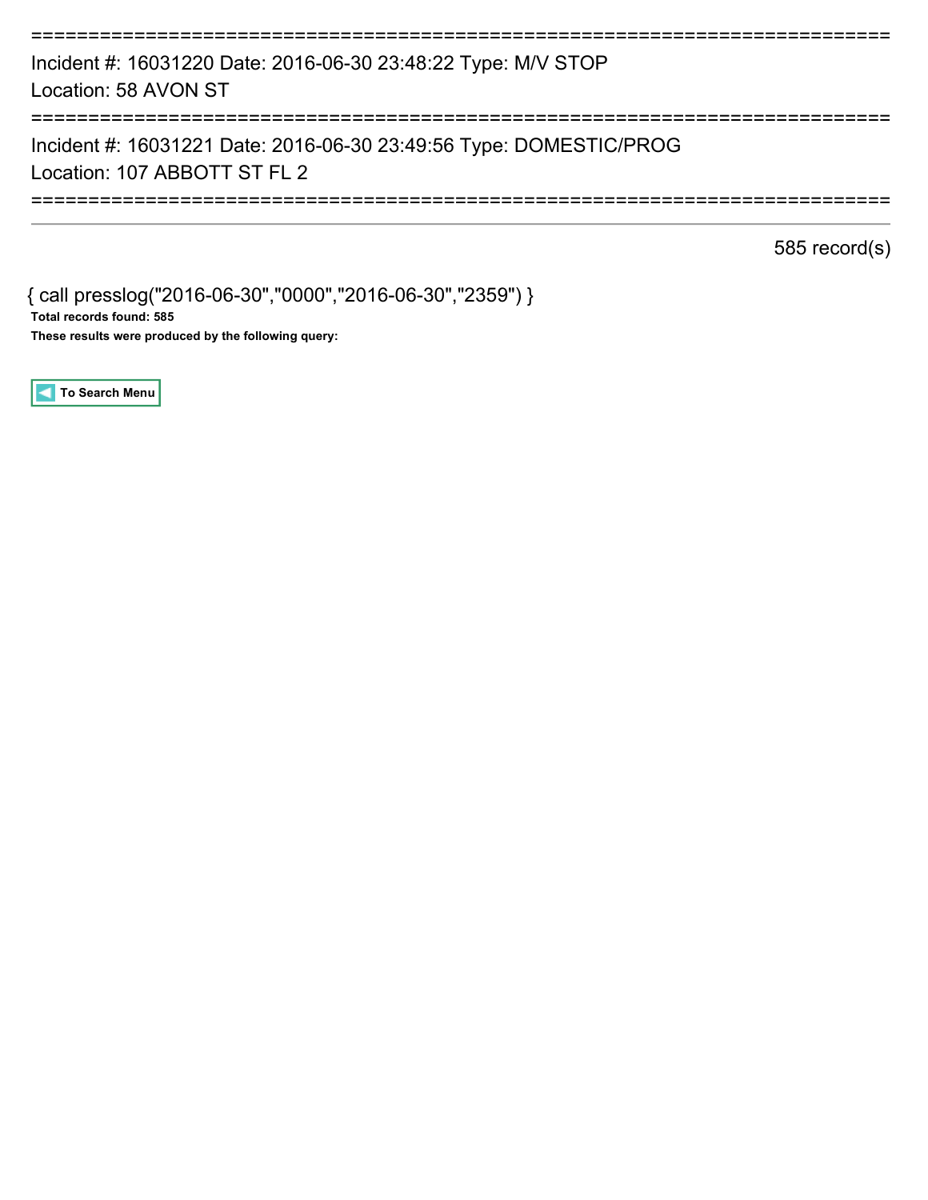===========================================================================

Incident #: 16031220 Date: 2016-06-30 23:48:22 Type: M/V STOP

Location: 58 AVON ST

===========================================================================

Incident #: 16031221 Date: 2016-06-30 23:49:56 Type: DOMESTIC/PROG

Location: 107 ABBOTT ST FL 2

===========================================================================

585 record(s)

{ call presslog("2016-06-30","0000","2016-06-30","2359") }

**Total records found: 585**

**These results were produced by the following query:**

**To Search Menu**